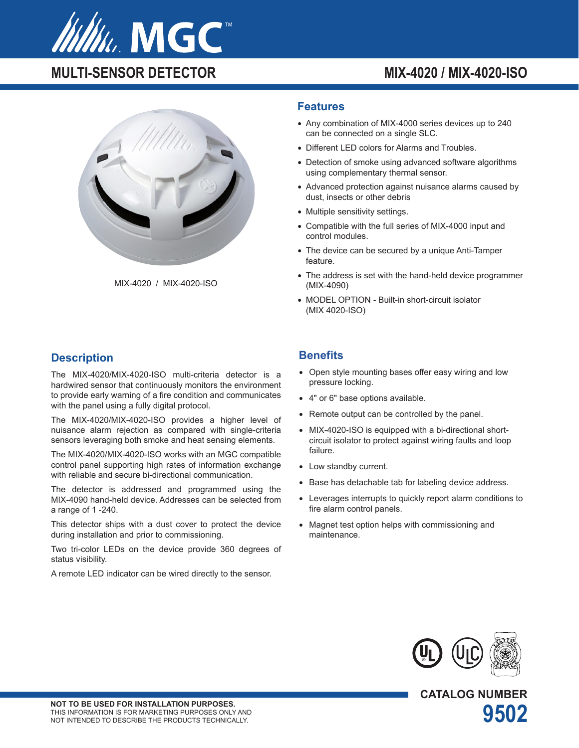# MULTI-SENSOR DETECTOR

# MIX-4020 / MIX-4020-ISO

MIX-4020 / MIX-4020-ISO

## Features

- Any combination of MIX-4000 series devices up to 240 can be connected on a single SLC.
- Different LED colors for Alarms and Troubles.
- Detection of smoke using advanced software algorithms using complementary thermal sensor.
- Advanced protection against nuisance alarms caused by dust, insects or other debris
- Multiple sensitivity settings.
- Compatible with the full series of MIX-4000 input and control modules.
- The device can be secured by a unique Anti-Tamper feature.
- The address is set with the hand-held device programmer (MIX-4090)
- MODEL OPTION - Built-in short-circuit isolator (MIX 4020-ISO)

## Description

The MIX-4020/MIX-4020-ISO multi-criteria detector is a hardwired sensor that continuously monitors the environment to provide early warning of a fire condition and communicates with the panel using a fully digital protocol.

The MIX-4020/MIX-4020-ISO provides a higher level of nuisance alarm rejection as compared with single-criteria sensors leveraging both smoke and heat sensing elements.

The MIX-4020/MIX-4020-ISO works with an MGC compatible control panel supporting high rates of information exchange with reliable and secure bi-directional communication.

The detector is addressed and programmed using the MIX-4090 hand-held device. Addresses can be selected from a range of 1 -240.

This detector ships with a dust cover to protect the device during installation and prior to commissioning.

Two tri-color LEDs on the device provide 360 degrees of status visibility.

A remote LED indicator can be wired directly to the sensor.

## Benefits

- Open style mounting bases offer easy wiring and low pressure locking.
- 4" or 6" base options available.
- Remote output can be controlled by the panel.
- MIX-4020-ISO is equipped with a bi-directional short-circuit isolator to protect against wiring faults and loop failure.
- Low standby current.
- Base has detachable tab for labeling device address.
- Leverages interrupts to quickly report alarm conditions to fire alarm control panels.
- Magnet test option helps with commissioning and maintenance.

**NOT TO BE USED FOR INSTALLATION PURPOSES.**
THIS INFORMATION IS FOR MARKETING PURPOSES ONLY AND NOT INTENDED TO DESCRIBE THE PRODUCTS TECHNICALLY.

**CATALOG NUMBER**
**9502**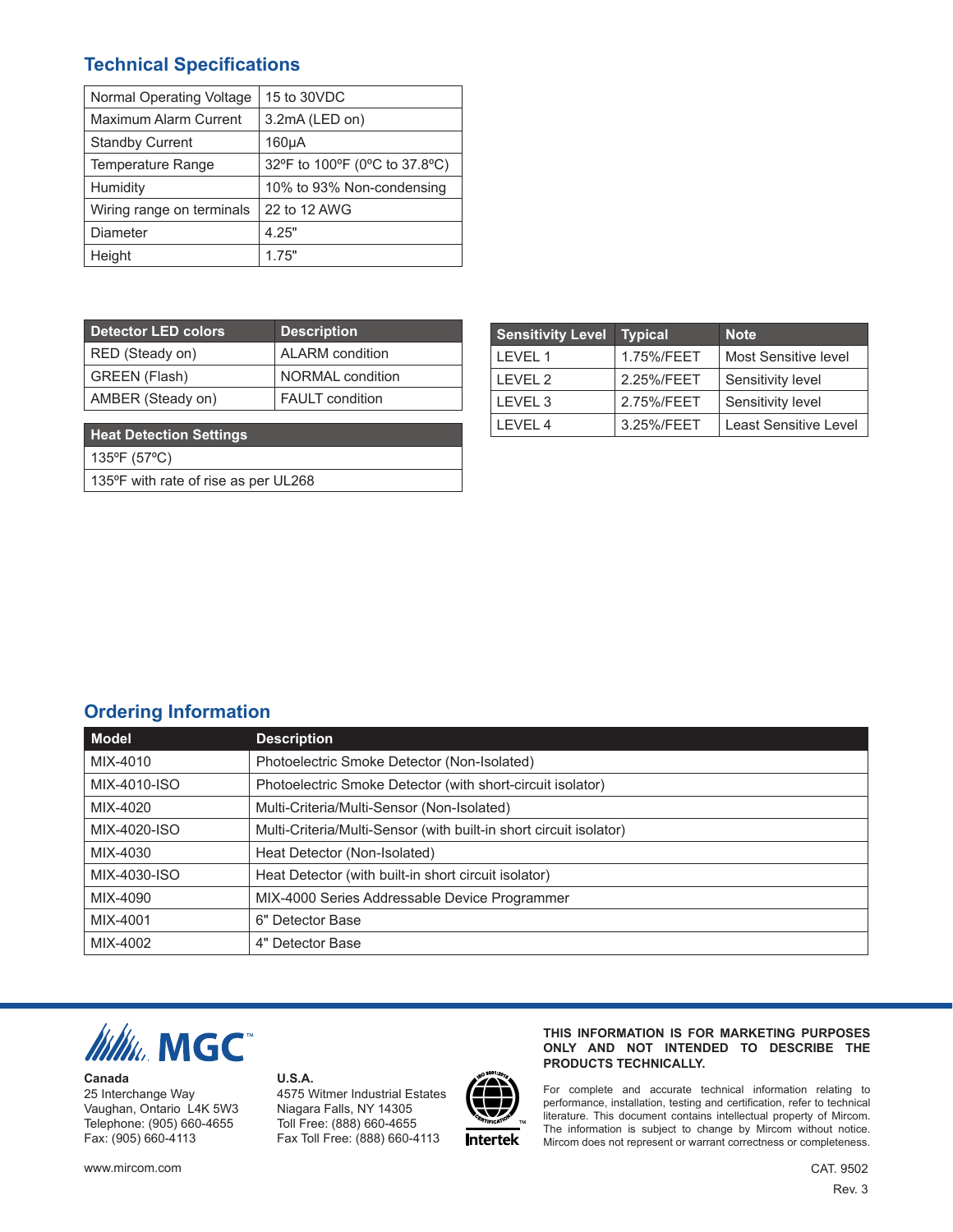## Technical Specifications

| | |
|---|---|
| Normal Operating Voltage | 15 to 30VDC |
| Maximum Alarm Current | 3.2mA (LED on) |
| Standby Current | 160µA |
| Temperature Range | 32ºF to 100ºF (0ºC to 37.8ºC) |
| Humidity | 10% to 93% Non-condensing |
| Wiring range on terminals | 22 to 12 AWG |
| Diameter | 4.25" |
| Height | 1.75" |

| Detector LED colors | Description |
|---|---|
| RED (Steady on) | ALARM condition |
| GREEN (Flash) | NORMAL condition |
| AMBER (Steady on) | FAULT condition |

| Heat Detection Settings |
|---|
| 135ºF (57ºC) |
| 135ºF with rate of rise as per UL268 |

| Sensitivity Level | Typical | Note |
|---|---|---|
| LEVEL 1 | 1.75%/FEET | Most Sensitive level |
| LEVEL 2 | 2.25%/FEET | Sensitivity level |
| LEVEL 3 | 2.75%/FEET | Sensitivity level |
| LEVEL 4 | 3.25%/FEET | Least Sensitive Level |

## Ordering Information

| Model | Description |
|---|---|
| MIX-4010 | Photoelectric Smoke Detector (Non-Isolated) |
| MIX-4010-ISO | Photoelectric Smoke Detector (with short-circuit isolator) |
| MIX-4020 | Multi-Criteria/Multi-Sensor (Non-Isolated) |
| MIX-4020-ISO | Multi-Criteria/Multi-Sensor (with built-in short circuit isolator) |
| MIX-4030 | Heat Detector (Non-Isolated) |
| MIX-4030-ISO | Heat Detector (with built-in short circuit isolator) |
| MIX-4090 | MIX-4000 Series Addressable Device Programmer |
| MIX-4001 | 6" Detector Base |
| MIX-4002 | 4" Detector Base |

MGC™

**Canada**
25 Interchange Way
Vaughan, Ontario L4K 5W3
Telephone: (905) 660-4655
Fax: (905) 660-4113

**U.S.A.**
4575 Witmer Industrial Estates
Niagara Falls, NY 14305
Toll Free: (888) 660-4655
Fax Toll Free: (888) 660-4113

Intertek

**THIS INFORMATION IS FOR MARKETING PURPOSES ONLY AND NOT INTENDED TO DESCRIBE THE PRODUCTS TECHNICALLY.**

For complete and accurate technical information relating to performance, installation, testing and certification, refer to technical literature. This document contains intellectual property of Mircom. The information is subject to change by Mircom without notice. Mircom does not represent or warrant correctness or completeness.

www.mircom.com

CAT. 9502
Rev. 3